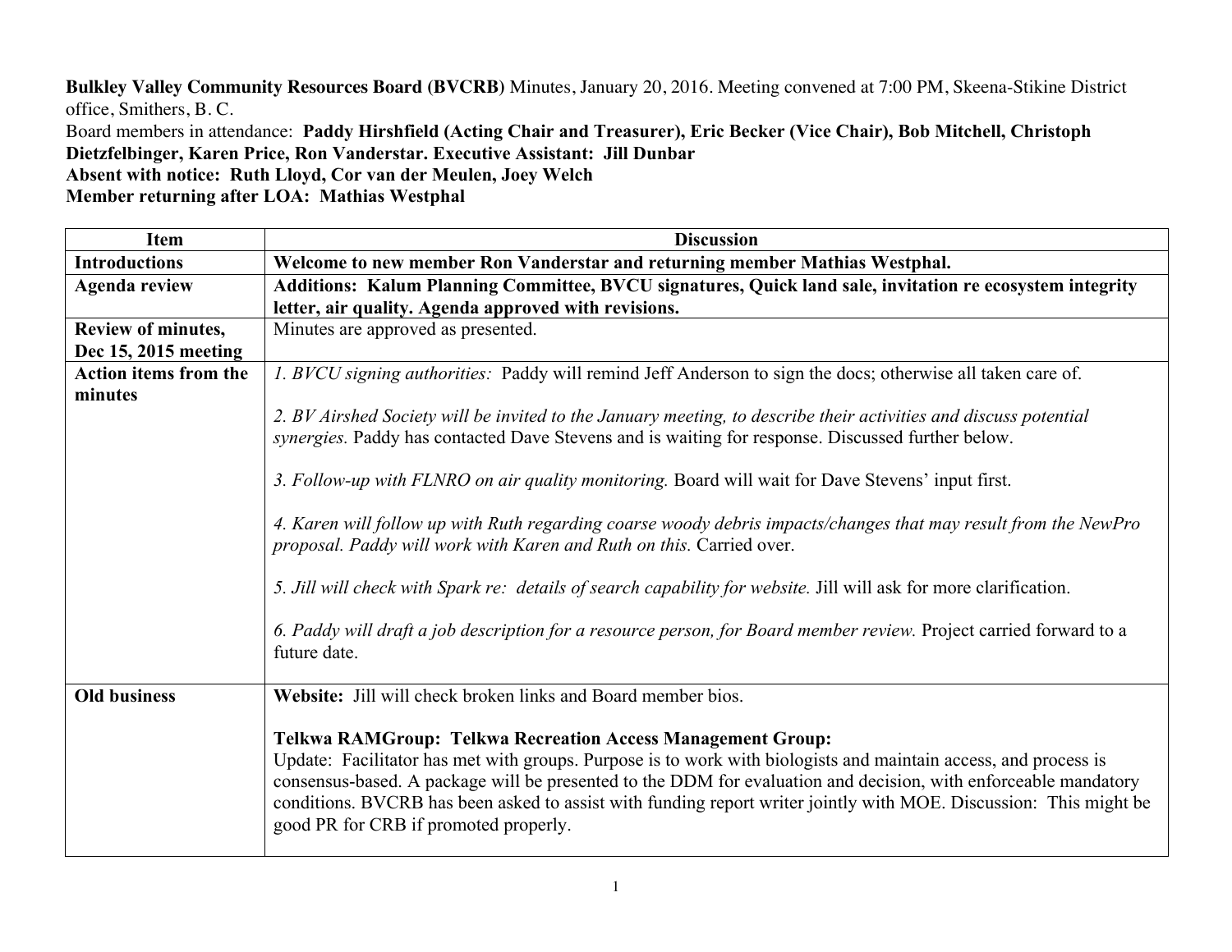**Bulkley Valley Community Resources Board (BVCRB)** Minutes, January 20, 2016. Meeting convened at 7:00 PM, Skeena-Stikine District office, Smithers, B. C.

Board members in attendance: **Paddy Hirshfield (Acting Chair and Treasurer), Eric Becker (Vice Chair), Bob Mitchell, Christoph Dietzfelbinger, Karen Price, Ron Vanderstar. Executive Assistant: Jill Dunbar**

**Absent with notice: Ruth Lloyd, Cor van der Meulen, Joey Welch**

**Member returning after LOA: Mathias Westphal**

| Item | Discussion |
|---|---|
| **Introductions** | **Welcome to new member Ron Vanderstar and returning member Mathias Westphal.** |
| **Agenda review** | **Additions: Kalum Planning Committee, BVCU signatures, Quick land sale, invitation re ecosystem integrity letter, air quality. Agenda approved with revisions.** |
| **Review of minutes, Dec 15, 2015 meeting** | Minutes are approved as presented. |
| **Action items from the minutes** | *1. BVCU signing authorities:* Paddy will remind Jeff Anderson to sign the docs; otherwise all taken care of.<br><br>*2. BV Airshed Society will be invited to the January meeting, to describe their activities and discuss potential synergies.* Paddy has contacted Dave Stevens and is waiting for response. Discussed further below.<br><br>*3. Follow-up with FLNRO on air quality monitoring.* Board will wait for Dave Stevens' input first.<br><br>*4. Karen will follow up with Ruth regarding coarse woody debris impacts/changes that may result from the NewPro proposal. Paddy will work with Karen and Ruth on this.* Carried over.<br><br>*5. Jill will check with Spark re: details of search capability for website.* Jill will ask for more clarification.<br><br>*6. Paddy will draft a job description for a resource person, for Board member review.* Project carried forward to a future date. |
| **Old business** | **Website:** Jill will check broken links and Board member bios.<br><br>**Telkwa RAMGroup: Telkwa Recreation Access Management Group:**<br>Update: Facilitator has met with groups. Purpose is to work with biologists and maintain access, and process is consensus-based. A package will be presented to the DDM for evaluation and decision, with enforceable mandatory conditions. BVCRB has been asked to assist with funding report writer jointly with MOE. Discussion: This might be good PR for CRB if promoted properly. |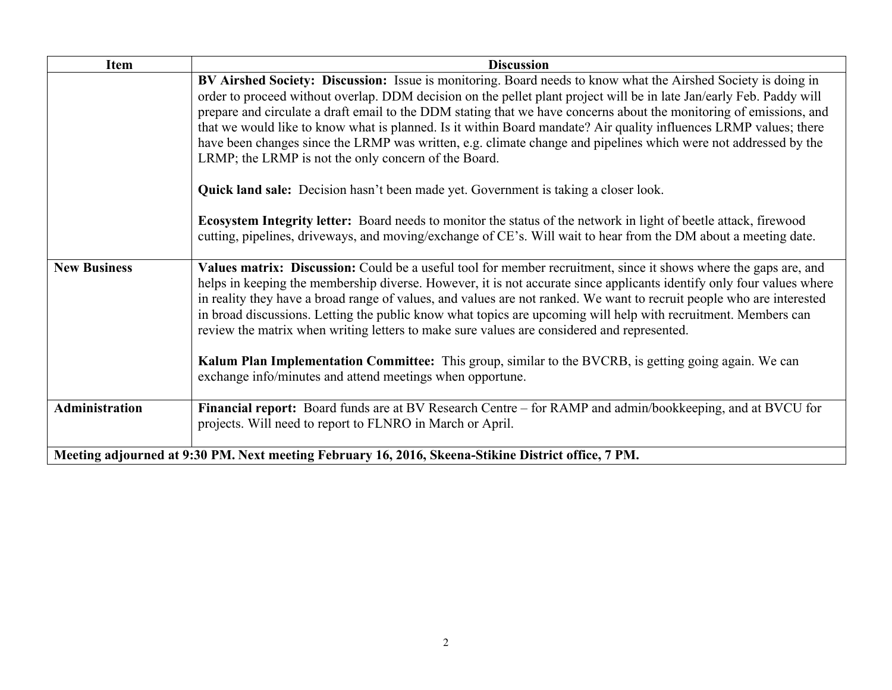| Item | Discussion |
|---|---|
| | **BV Airshed Society: Discussion:** Issue is monitoring. Board needs to know what the Airshed Society is doing in order to proceed without overlap. DDM decision on the pellet plant project will be in late Jan/early Feb. Paddy will prepare and circulate a draft email to the DDM stating that we have concerns about the monitoring of emissions, and that we would like to know what is planned. Is it within Board mandate? Air quality influences LRMP values; there have been changes since the LRMP was written, e.g. climate change and pipelines which were not addressed by the LRMP; the LRMP is not the only concern of the Board.<br><br>**Quick land sale:** Decision hasn't been made yet. Government is taking a closer look.<br><br>**Ecosystem Integrity letter:** Board needs to monitor the status of the network in light of beetle attack, firewood cutting, pipelines, driveways, and moving/exchange of CE's. Will wait to hear from the DM about a meeting date. |
| **New Business** | **Values matrix: Discussion:** Could be a useful tool for member recruitment, since it shows where the gaps are, and helps in keeping the membership diverse. However, it is not accurate since applicants identify only four values where in reality they have a broad range of values, and values are not ranked. We want to recruit people who are interested in broad discussions. Letting the public know what topics are upcoming will help with recruitment. Members can review the matrix when writing letters to make sure values are considered and represented.<br><br>**Kalum Plan Implementation Committee:** This group, similar to the BVCRB, is getting going again. We can exchange info/minutes and attend meetings when opportune. |
| **Administration** | **Financial report:** Board funds are at BV Research Centre – for RAMP and admin/bookkeeping, and at BVCU for projects. Will need to report to FLNRO in March or April. |
| **Meeting adjourned at 9:30 PM. Next meeting February 16, 2016, Skeena-Stikine District office, 7 PM.** | |